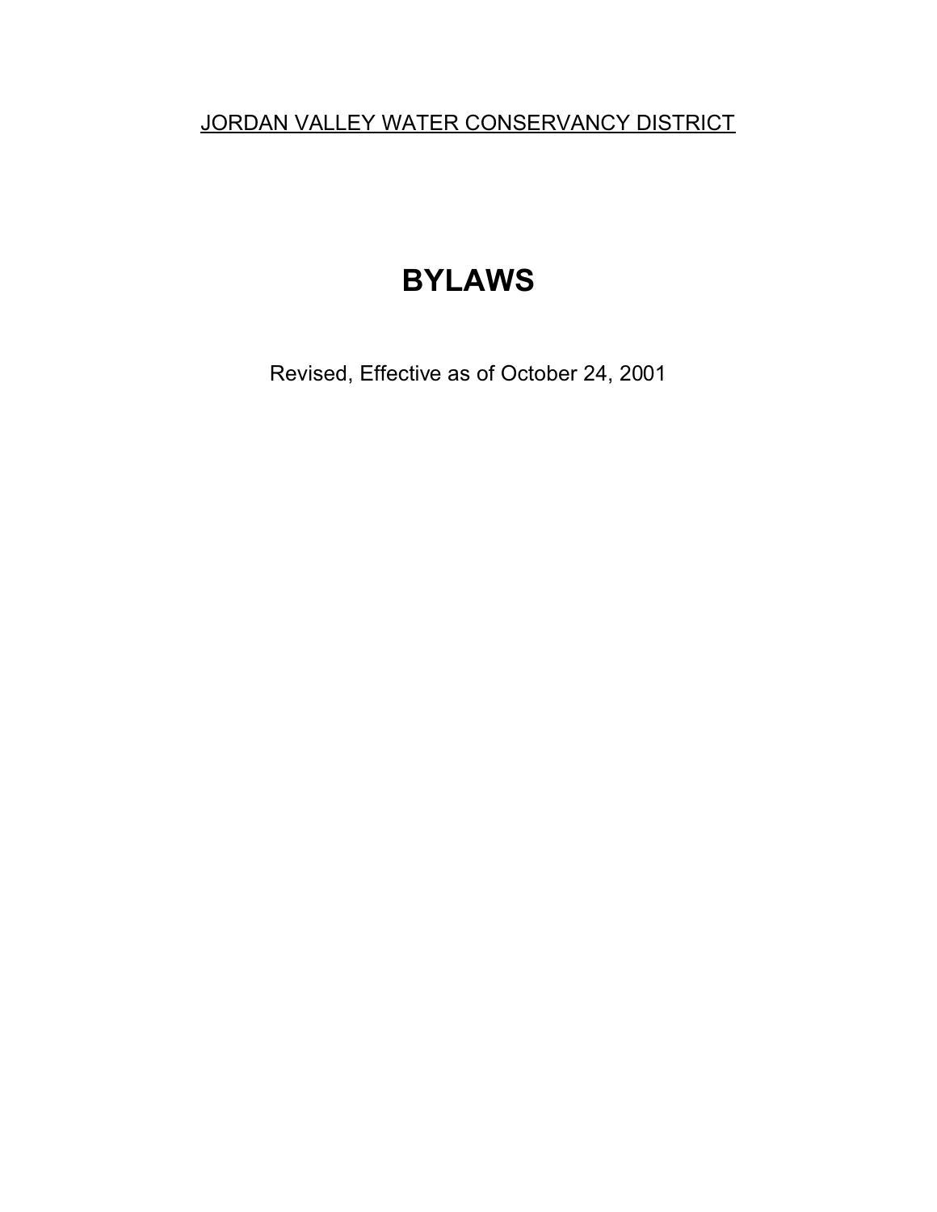JORDAN VALLEY WATER CONSERVANCY DISTRICT

# BYLAWS

Revised, Effective as of October 24, 2001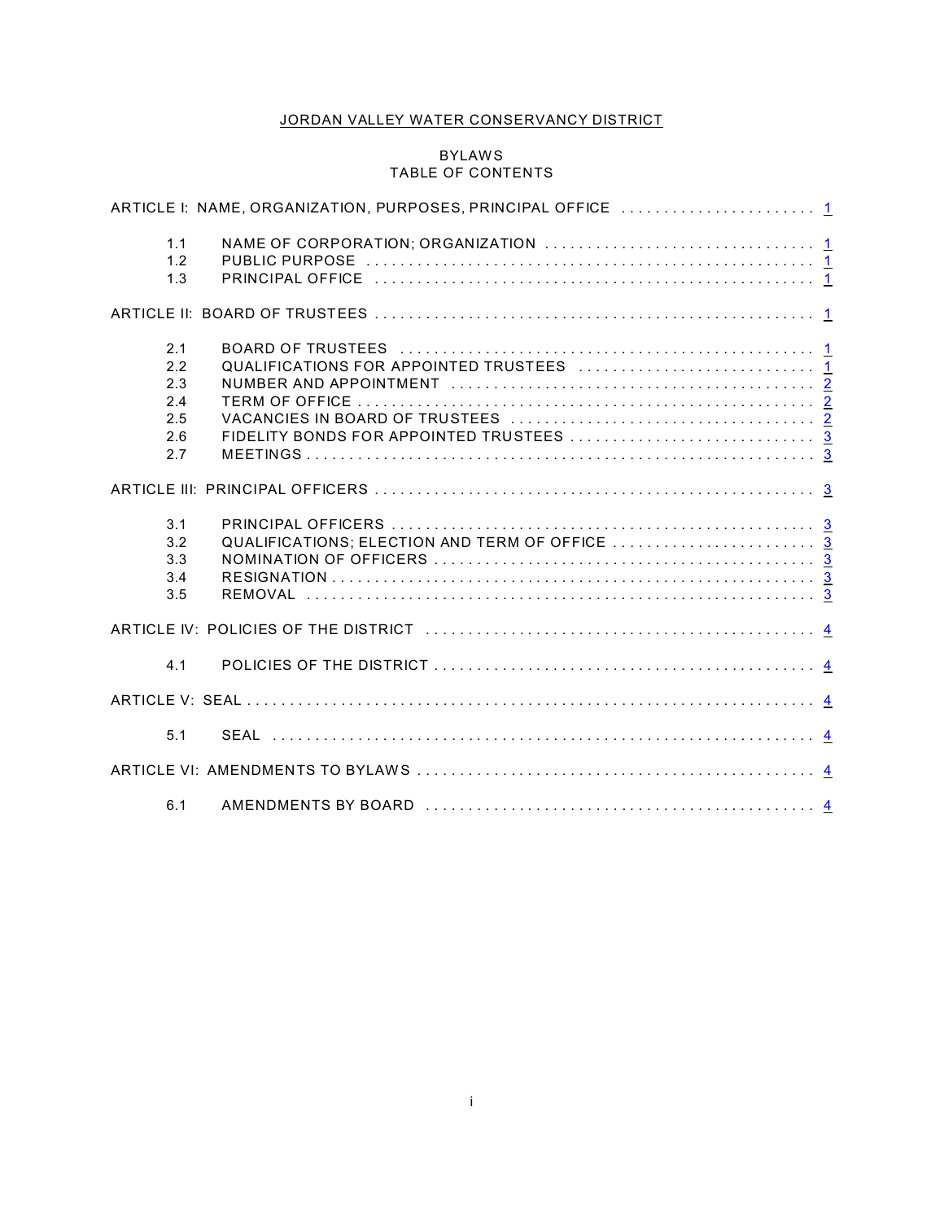# JORDAN VALLEY WATER CONSERVANCY DISTRICT

## BYLAWS
## TABLE OF CONTENTS

| | | |
|---|---|---|
| ARTICLE I: NAME, ORGANIZATION, PURPOSES, PRINCIPAL OFFICE | | 1 |
| 1.1 | NAME OF CORPORATION; ORGANIZATION | 1 |
| 1.2 | PUBLIC PURPOSE | 1 |
| 1.3 | PRINCIPAL OFFICE | 1 |
| ARTICLE II: BOARD OF TRUSTEES | | 1 |
| 2.1 | BOARD OF TRUSTEES | 1 |
| 2.2 | QUALIFICATIONS FOR APPOINTED TRUSTEES | 1 |
| 2.3 | NUMBER AND APPOINTMENT | 2 |
| 2.4 | TERM OF OFFICE | 2 |
| 2.5 | VACANCIES IN BOARD OF TRUSTEES | 2 |
| 2.6 | FIDELITY BONDS FOR APPOINTED TRUSTEES | 3 |
| 2.7 | MEETINGS | 3 |
| ARTICLE III: PRINCIPAL OFFICERS | | 3 |
| 3.1 | PRINCIPAL OFFICERS | 3 |
| 3.2 | QUALIFICATIONS; ELECTION AND TERM OF OFFICE | 3 |
| 3.3 | NOMINATION OF OFFICERS | 3 |
| 3.4 | RESIGNATION | 3 |
| 3.5 | REMOVAL | 3 |
| ARTICLE IV: POLICIES OF THE DISTRICT | | 4 |
| 4.1 | POLICIES OF THE DISTRICT | 4 |
| ARTICLE V: SEAL | | 4 |
| 5.1 | SEAL | 4 |
| ARTICLE VI: AMENDMENTS TO BYLAWS | | 4 |
| 6.1 | AMENDMENTS BY BOARD | 4 |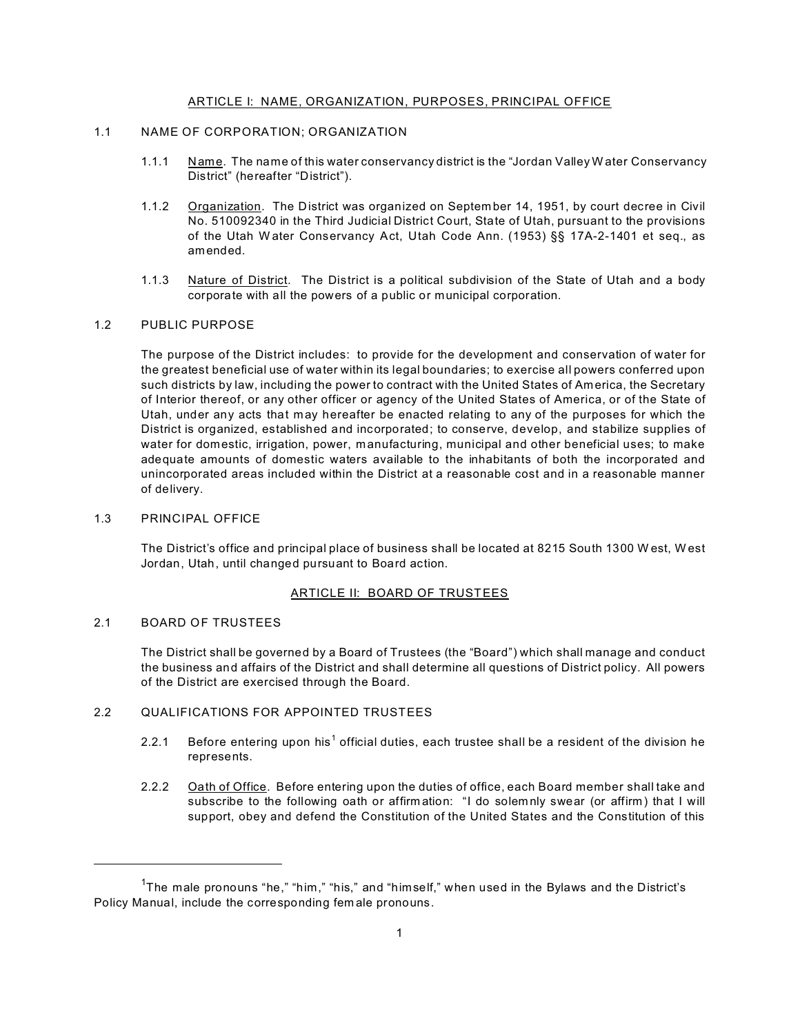## ARTICLE I: NAME, ORGANIZATION, PURPOSES, PRINCIPAL OFFICE

### 1.1 NAME OF CORPORATION; ORGANIZATION

1.1.1 Name. The name of this water conservancy district is the "Jordan Valley Water Conservancy District" (hereafter "District").

1.1.2 Organization. The District was organized on September 14, 1951, by court decree in Civil No. 510092340 in the Third Judicial District Court, State of Utah, pursuant to the provisions of the Utah Water Conservancy Act, Utah Code Ann. (1953) §§ 17A-2-1401 et seq., as amended.

1.1.3 Nature of District. The District is a political subdivision of the State of Utah and a body corporate with all the powers of a public or municipal corporation.

### 1.2 PUBLIC PURPOSE

The purpose of the District includes: to provide for the development and conservation of water for the greatest beneficial use of water within its legal boundaries; to exercise all powers conferred upon such districts by law, including the power to contract with the United States of America, the Secretary of Interior thereof, or any other officer or agency of the United States of America, or of the State of Utah, under any acts that may hereafter be enacted relating to any of the purposes for which the District is organized, established and incorporated; to conserve, develop, and stabilize supplies of water for domestic, irrigation, power, manufacturing, municipal and other beneficial uses; to make adequate amounts of domestic waters available to the inhabitants of both the incorporated and unincorporated areas included within the District at a reasonable cost and in a reasonable manner of delivery.

### 1.3 PRINCIPAL OFFICE

The District's office and principal place of business shall be located at 8215 South 1300 West, West Jordan, Utah, until changed pursuant to Board action.

## ARTICLE II: BOARD OF TRUSTEES

### 2.1 BOARD OF TRUSTEES

The District shall be governed by a Board of Trustees (the "Board") which shall manage and conduct the business and affairs of the District and shall determine all questions of District policy. All powers of the District are exercised through the Board.

### 2.2 QUALIFICATIONS FOR APPOINTED TRUSTEES

2.2.1 Before entering upon his[1] official duties, each trustee shall be a resident of the division he represents.

2.2.2 Oath of Office. Before entering upon the duties of office, each Board member shall take and subscribe to the following oath or affirmation: "I do solemnly swear (or affirm) that I will support, obey and defend the Constitution of the United States and the Constitution of this

---

[1] The male pronouns "he," "him," "his," and "himself," when used in the Bylaws and the District's Policy Manual, include the corresponding female pronouns.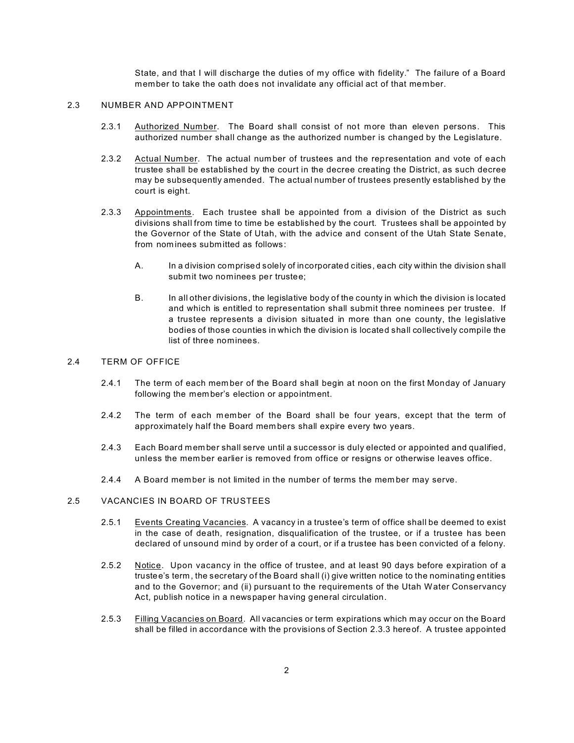State, and that I will discharge the duties of my office with fidelity." The failure of a Board member to take the oath does not invalidate any official act of that member.

## 2.3 NUMBER AND APPOINTMENT

2.3.1 Authorized Number. The Board shall consist of not more than eleven persons. This authorized number shall change as the authorized number is changed by the Legislature.

2.3.2 Actual Number. The actual number of trustees and the representation and vote of each trustee shall be established by the court in the decree creating the District, as such decree may be subsequently amended. The actual number of trustees presently established by the court is eight.

2.3.3 Appointments. Each trustee shall be appointed from a division of the District as such divisions shall from time to time be established by the court. Trustees shall be appointed by the Governor of the State of Utah, with the advice and consent of the Utah State Senate, from nominees submitted as follows:

A. In a division comprised solely of incorporated cities, each city within the division shall submit two nominees per trustee;

B. In all other divisions, the legislative body of the county in which the division is located and which is entitled to representation shall submit three nominees per trustee. If a trustee represents a division situated in more than one county, the legislative bodies of those counties in which the division is located shall collectively compile the list of three nominees.

## 2.4 TERM OF OFFICE

2.4.1 The term of each member of the Board shall begin at noon on the first Monday of January following the member's election or appointment.

2.4.2 The term of each member of the Board shall be four years, except that the term of approximately half the Board members shall expire every two years.

2.4.3 Each Board member shall serve until a successor is duly elected or appointed and qualified, unless the member earlier is removed from office or resigns or otherwise leaves office.

2.4.4 A Board member is not limited in the number of terms the member may serve.

## 2.5 VACANCIES IN BOARD OF TRUSTEES

2.5.1 Events Creating Vacancies. A vacancy in a trustee's term of office shall be deemed to exist in the case of death, resignation, disqualification of the trustee, or if a trustee has been declared of unsound mind by order of a court, or if a trustee has been convicted of a felony.

2.5.2 Notice. Upon vacancy in the office of trustee, and at least 90 days before expiration of a trustee's term, the secretary of the Board shall (i) give written notice to the nominating entities and to the Governor; and (ii) pursuant to the requirements of the Utah Water Conservancy Act, publish notice in a newspaper having general circulation.

2.5.3 Filling Vacancies on Board. All vacancies or term expirations which may occur on the Board shall be filled in accordance with the provisions of Section 2.3.3 hereof. A trustee appointed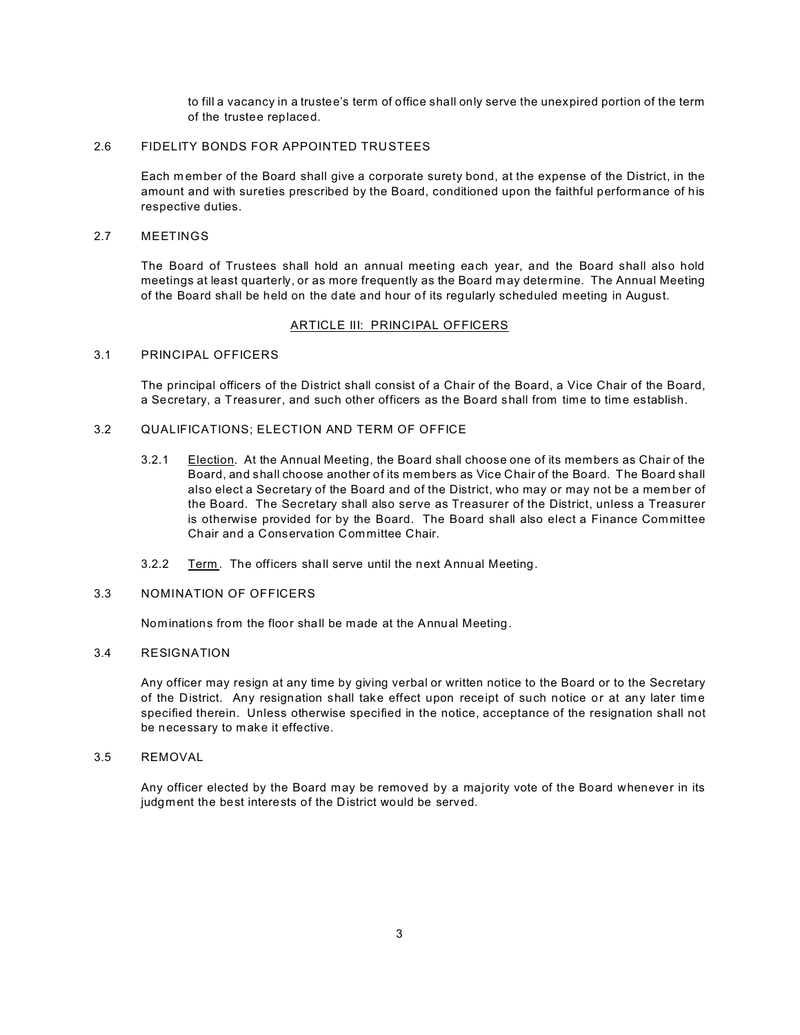to fill a vacancy in a trustee's term of office shall only serve the unexpired portion of the term of the trustee replaced.

### 2.6 FIDELITY BONDS FOR APPOINTED TRUSTEES

Each member of the Board shall give a corporate surety bond, at the expense of the District, in the amount and with sureties prescribed by the Board, conditioned upon the faithful performance of his respective duties.

### 2.7 MEETINGS

The Board of Trustees shall hold an annual meeting each year, and the Board shall also hold meetings at least quarterly, or as more frequently as the Board may determine. The Annual Meeting of the Board shall be held on the date and hour of its regularly scheduled meeting in August.

## ARTICLE III: PRINCIPAL OFFICERS

### 3.1 PRINCIPAL OFFICERS

The principal officers of the District shall consist of a Chair of the Board, a Vice Chair of the Board, a Secretary, a Treasurer, and such other officers as the Board shall from time to time establish.

### 3.2 QUALIFICATIONS; ELECTION AND TERM OF OFFICE

3.2.1 Election. At the Annual Meeting, the Board shall choose one of its members as Chair of the Board, and shall choose another of its members as Vice Chair of the Board. The Board shall also elect a Secretary of the Board and of the District, who may or may not be a member of the Board. The Secretary shall also serve as Treasurer of the District, unless a Treasurer is otherwise provided for by the Board. The Board shall also elect a Finance Committee Chair and a Conservation Committee Chair.

3.2.2 Term. The officers shall serve until the next Annual Meeting.

### 3.3 NOMINATION OF OFFICERS

Nominations from the floor shall be made at the Annual Meeting.

### 3.4 RESIGNATION

Any officer may resign at any time by giving verbal or written notice to the Board or to the Secretary of the District. Any resignation shall take effect upon receipt of such notice or at any later time specified therein. Unless otherwise specified in the notice, acceptance of the resignation shall not be necessary to make it effective.

### 3.5 REMOVAL

Any officer elected by the Board may be removed by a majority vote of the Board whenever in its judgment the best interests of the District would be served.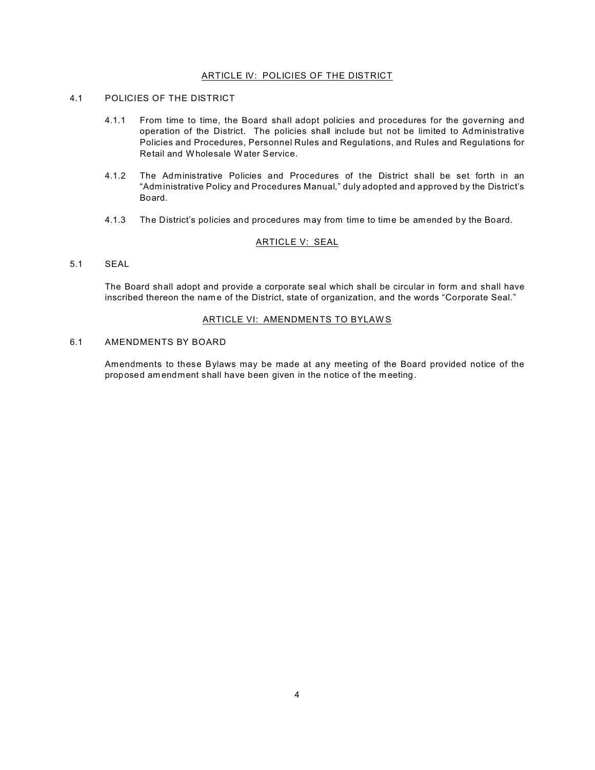## ARTICLE IV: POLICIES OF THE DISTRICT

### 4.1 POLICIES OF THE DISTRICT

4.1.1 From time to time, the Board shall adopt policies and procedures for the governing and operation of the District. The policies shall include but not be limited to Administrative Policies and Procedures, Personnel Rules and Regulations, and Rules and Regulations for Retail and Wholesale Water Service.

4.1.2 The Administrative Policies and Procedures of the District shall be set forth in an "Administrative Policy and Procedures Manual," duly adopted and approved by the District's Board.

4.1.3 The District's policies and procedures may from time to time be amended by the Board.

## ARTICLE V: SEAL

### 5.1 SEAL

The Board shall adopt and provide a corporate seal which shall be circular in form and shall have inscribed thereon the name of the District, state of organization, and the words "Corporate Seal."

## ARTICLE VI: AMENDMENTS TO BYLAWS

### 6.1 AMENDMENTS BY BOARD

Amendments to these Bylaws may be made at any meeting of the Board provided notice of the proposed amendment shall have been given in the notice of the meeting.